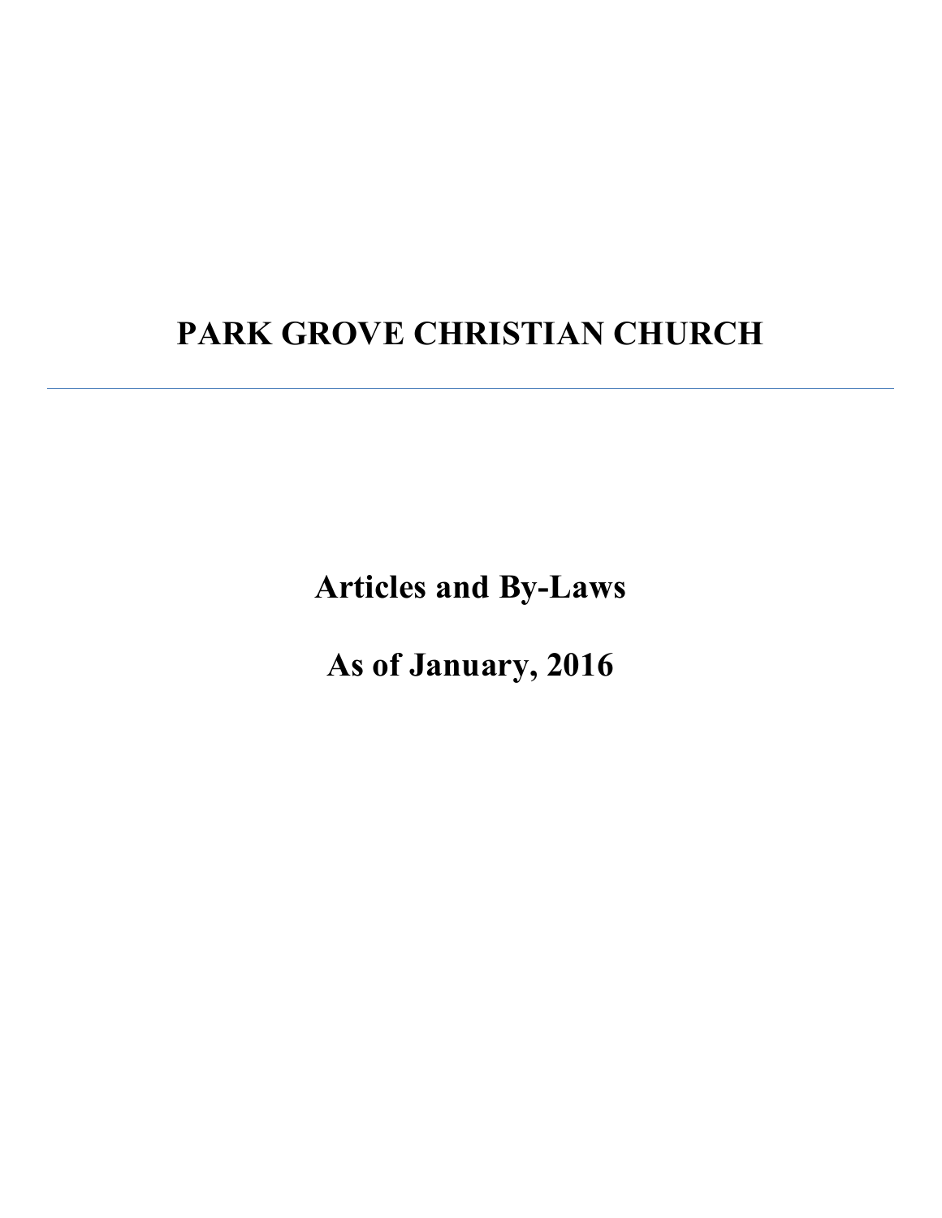# PARK GROVE CHRISTIAN CHURCH

---

## Articles and By-Laws

## As of January, 2016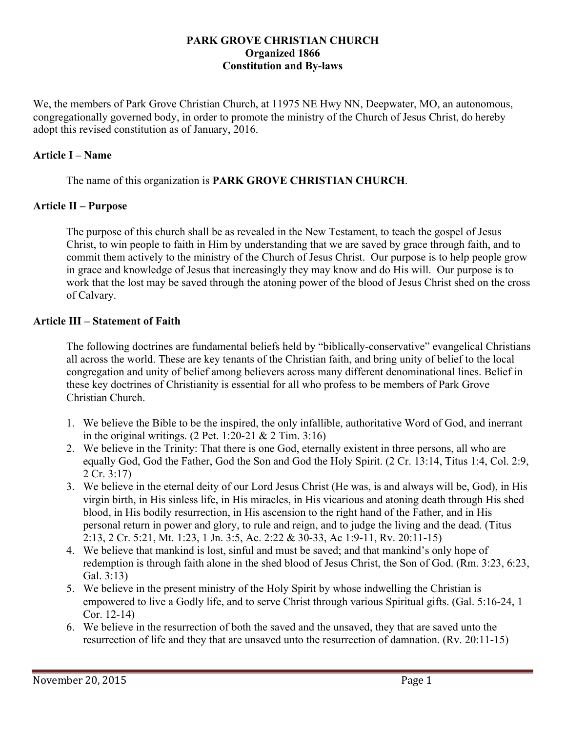**PARK GROVE CHRISTIAN CHURCH**
**Organized 1866**
**Constitution and By-laws**

We, the members of Park Grove Christian Church, at 11975 NE Hwy NN, Deepwater, MO, an autonomous, congregationally governed body, in order to promote the ministry of the Church of Jesus Christ, do hereby adopt this revised constitution as of January, 2016.

## Article I – Name

The name of this organization is **PARK GROVE CHRISTIAN CHURCH**.

## Article II – Purpose

The purpose of this church shall be as revealed in the New Testament, to teach the gospel of Jesus Christ, to win people to faith in Him by understanding that we are saved by grace through faith, and to commit them actively to the ministry of the Church of Jesus Christ. Our purpose is to help people grow in grace and knowledge of Jesus that increasingly they may know and do His will. Our purpose is to work that the lost may be saved through the atoning power of the blood of Jesus Christ shed on the cross of Calvary.

## Article III – Statement of Faith

The following doctrines are fundamental beliefs held by "biblically-conservative" evangelical Christians all across the world. These are key tenants of the Christian faith, and bring unity of belief to the local congregation and unity of belief among believers across many different denominational lines. Belief in these key doctrines of Christianity is essential for all who profess to be members of Park Grove Christian Church.

1. We believe the Bible to be the inspired, the only infallible, authoritative Word of God, and inerrant in the original writings. (2 Pet. 1:20-21 & 2 Tim. 3:16)
2. We believe in the Trinity: That there is one God, eternally existent in three persons, all who are equally God, God the Father, God the Son and God the Holy Spirit. (2 Cr. 13:14, Titus 1:4, Col. 2:9, 2 Cr. 3:17)
3. We believe in the eternal deity of our Lord Jesus Christ (He was, is and always will be, God), in His virgin birth, in His sinless life, in His miracles, in His vicarious and atoning death through His shed blood, in His bodily resurrection, in His ascension to the right hand of the Father, and in His personal return in power and glory, to rule and reign, and to judge the living and the dead. (Titus 2:13, 2 Cr. 5:21, Mt. 1:23, 1 Jn. 3:5, Ac. 2:22 & 30-33, Ac 1:9-11, Rv. 20:11-15)
4. We believe that mankind is lost, sinful and must be saved; and that mankind's only hope of redemption is through faith alone in the shed blood of Jesus Christ, the Son of God. (Rm. 3:23, 6:23, Gal. 3:13)
5. We believe in the present ministry of the Holy Spirit by whose indwelling the Christian is empowered to live a Godly life, and to serve Christ through various Spiritual gifts. (Gal. 5:16-24, 1 Cor. 12-14)
6. We believe in the resurrection of both the saved and the unsaved, they that are saved unto the resurrection of life and they that are unsaved unto the resurrection of damnation. (Rv. 20:11-15)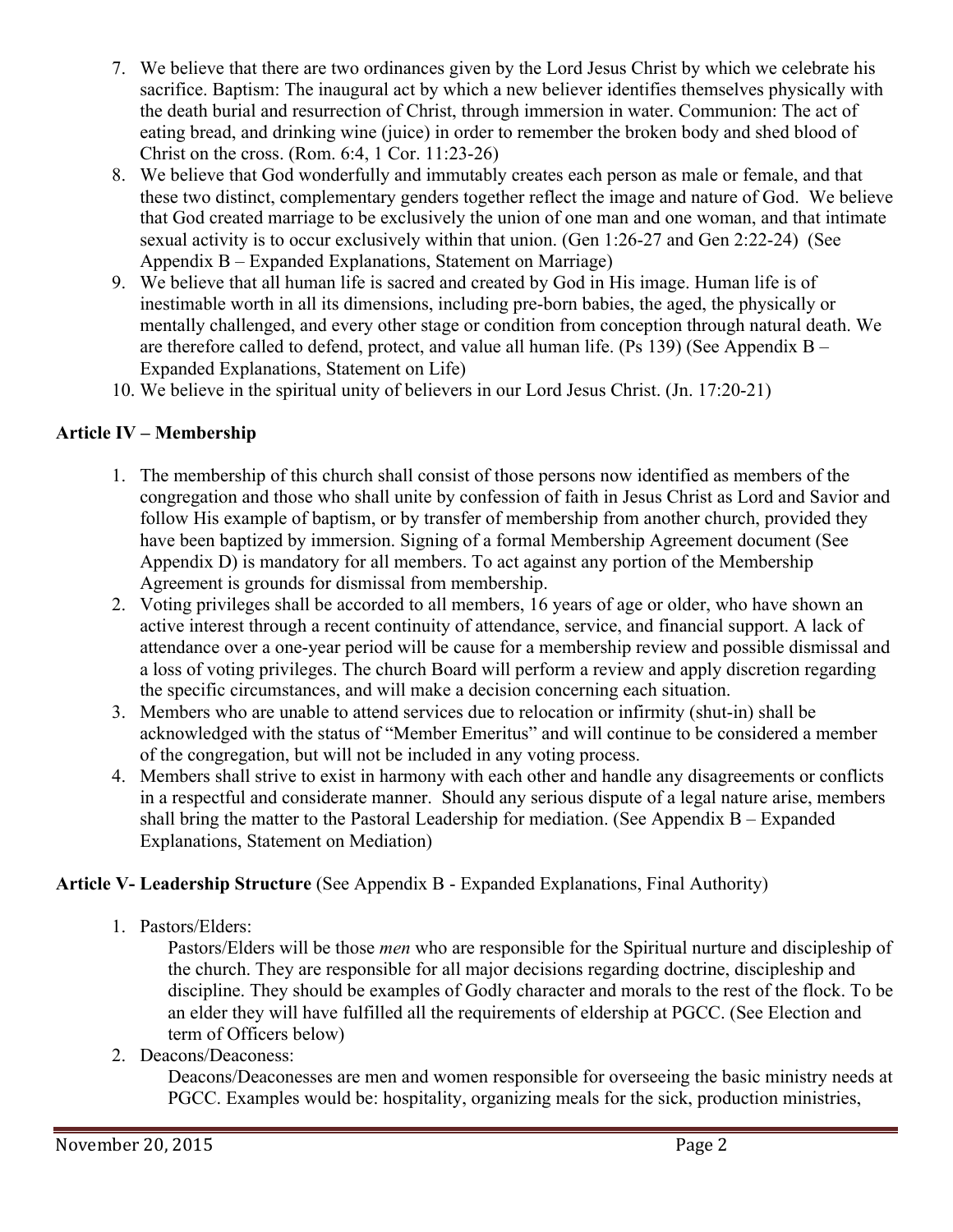7. We believe that there are two ordinances given by the Lord Jesus Christ by which we celebrate his sacrifice. Baptism: The inaugural act by which a new believer identifies themselves physically with the death burial and resurrection of Christ, through immersion in water. Communion: The act of eating bread, and drinking wine (juice) in order to remember the broken body and shed blood of Christ on the cross. (Rom. 6:4, 1 Cor. 11:23-26)
8. We believe that God wonderfully and immutably creates each person as male or female, and that these two distinct, complementary genders together reflect the image and nature of God. We believe that God created marriage to be exclusively the union of one man and one woman, and that intimate sexual activity is to occur exclusively within that union. (Gen 1:26-27 and Gen 2:22-24) (See Appendix B – Expanded Explanations, Statement on Marriage)
9. We believe that all human life is sacred and created by God in His image. Human life is of inestimable worth in all its dimensions, including pre-born babies, the aged, the physically or mentally challenged, and every other stage or condition from conception through natural death. We are therefore called to defend, protect, and value all human life. (Ps 139) (See Appendix B – Expanded Explanations, Statement on Life)
10. We believe in the spiritual unity of believers in our Lord Jesus Christ. (Jn. 17:20-21)

**Article IV – Membership**

1. The membership of this church shall consist of those persons now identified as members of the congregation and those who shall unite by confession of faith in Jesus Christ as Lord and Savior and follow His example of baptism, or by transfer of membership from another church, provided they have been baptized by immersion. Signing of a formal Membership Agreement document (See Appendix D) is mandatory for all members. To act against any portion of the Membership Agreement is grounds for dismissal from membership.
2. Voting privileges shall be accorded to all members, 16 years of age or older, who have shown an active interest through a recent continuity of attendance, service, and financial support. A lack of attendance over a one-year period will be cause for a membership review and possible dismissal and a loss of voting privileges. The church Board will perform a review and apply discretion regarding the specific circumstances, and will make a decision concerning each situation.
3. Members who are unable to attend services due to relocation or infirmity (shut-in) shall be acknowledged with the status of "Member Emeritus" and will continue to be considered a member of the congregation, but will not be included in any voting process.
4. Members shall strive to exist in harmony with each other and handle any disagreements or conflicts in a respectful and considerate manner. Should any serious dispute of a legal nature arise, members shall bring the matter to the Pastoral Leadership for mediation. (See Appendix B – Expanded Explanations, Statement on Mediation)

**Article V- Leadership Structure** (See Appendix B - Expanded Explanations, Final Authority)

1. Pastors/Elders:

   Pastors/Elders will be those *men* who are responsible for the Spiritual nurture and discipleship of the church. They are responsible for all major decisions regarding doctrine, discipleship and discipline. They should be examples of Godly character and morals to the rest of the flock. To be an elder they will have fulfilled all the requirements of eldership at PGCC. (See Election and term of Officers below)
2. Deacons/Deaconess:

   Deacons/Deaconesses are men and women responsible for overseeing the basic ministry needs at PGCC. Examples would be: hospitality, organizing meals for the sick, production ministries,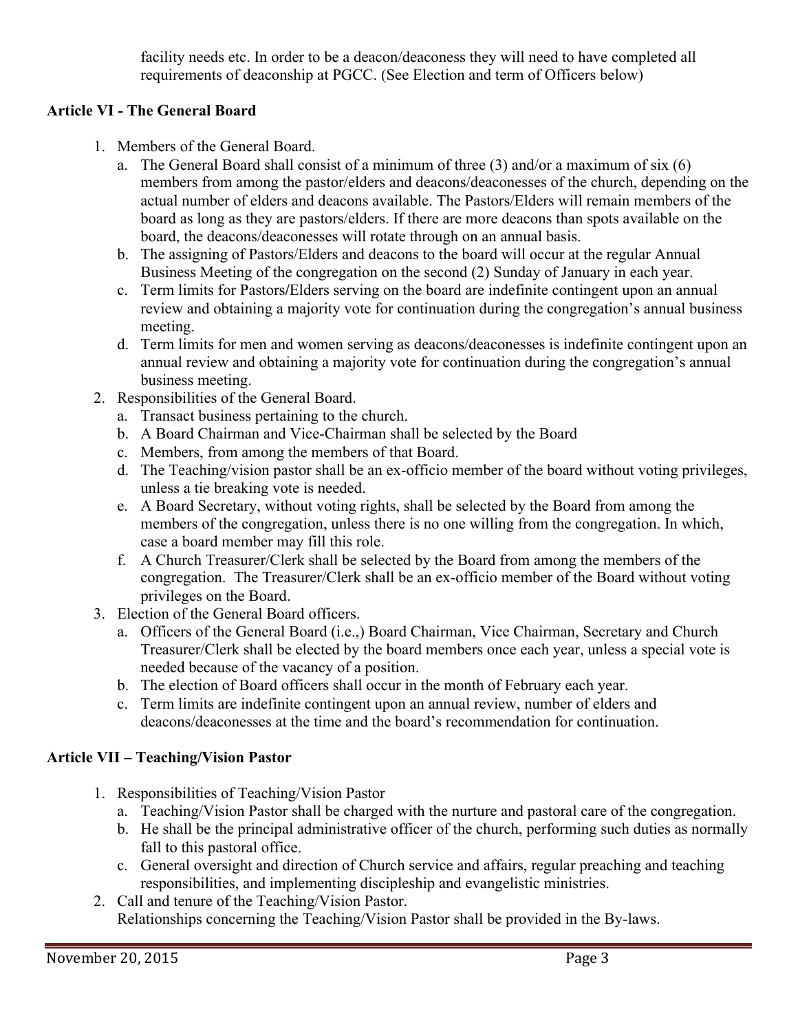facility needs etc. In order to be a deacon/deaconess they will need to have completed all requirements of deaconship at PGCC. (See Election and term of Officers below)

## Article VI - The General Board

1. Members of the General Board.
   a. The General Board shall consist of a minimum of three (3) and/or a maximum of six (6) members from among the pastor/elders and deacons/deaconesses of the church, depending on the actual number of elders and deacons available. The Pastors/Elders will remain members of the board as long as they are pastors/elders. If there are more deacons than spots available on the board, the deacons/deaconesses will rotate through on an annual basis.
   b. The assigning of Pastors/Elders and deacons to the board will occur at the regular Annual Business Meeting of the congregation on the second (2) Sunday of January in each year.
   c. Term limits for Pastors/Elders serving on the board are indefinite contingent upon an annual review and obtaining a majority vote for continuation during the congregation's annual business meeting.
   d. Term limits for men and women serving as deacons/deaconesses is indefinite contingent upon an annual review and obtaining a majority vote for continuation during the congregation's annual business meeting.
2. Responsibilities of the General Board.
   a. Transact business pertaining to the church.
   b. A Board Chairman and Vice-Chairman shall be selected by the Board
   c. Members, from among the members of that Board.
   d. The Teaching/vision pastor shall be an ex-officio member of the board without voting privileges, unless a tie breaking vote is needed.
   e. A Board Secretary, without voting rights, shall be selected by the Board from among the members of the congregation, unless there is no one willing from the congregation. In which, case a board member may fill this role.
   f. A Church Treasurer/Clerk shall be selected by the Board from among the members of the congregation. The Treasurer/Clerk shall be an ex-officio member of the Board without voting privileges on the Board.
3. Election of the General Board officers.
   a. Officers of the General Board (i.e.,) Board Chairman, Vice Chairman, Secretary and Church Treasurer/Clerk shall be elected by the board members once each year, unless a special vote is needed because of the vacancy of a position.
   b. The election of Board officers shall occur in the month of February each year.
   c. Term limits are indefinite contingent upon an annual review, number of elders and deacons/deaconesses at the time and the board's recommendation for continuation.

## Article VII – Teaching/Vision Pastor

1. Responsibilities of Teaching/Vision Pastor
   a. Teaching/Vision Pastor shall be charged with the nurture and pastoral care of the congregation.
   b. He shall be the principal administrative officer of the church, performing such duties as normally fall to this pastoral office.
   c. General oversight and direction of Church service and affairs, regular preaching and teaching responsibilities, and implementing discipleship and evangelistic ministries.
2. Call and tenure of the Teaching/Vision Pastor.
   Relationships concerning the Teaching/Vision Pastor shall be provided in the By-laws.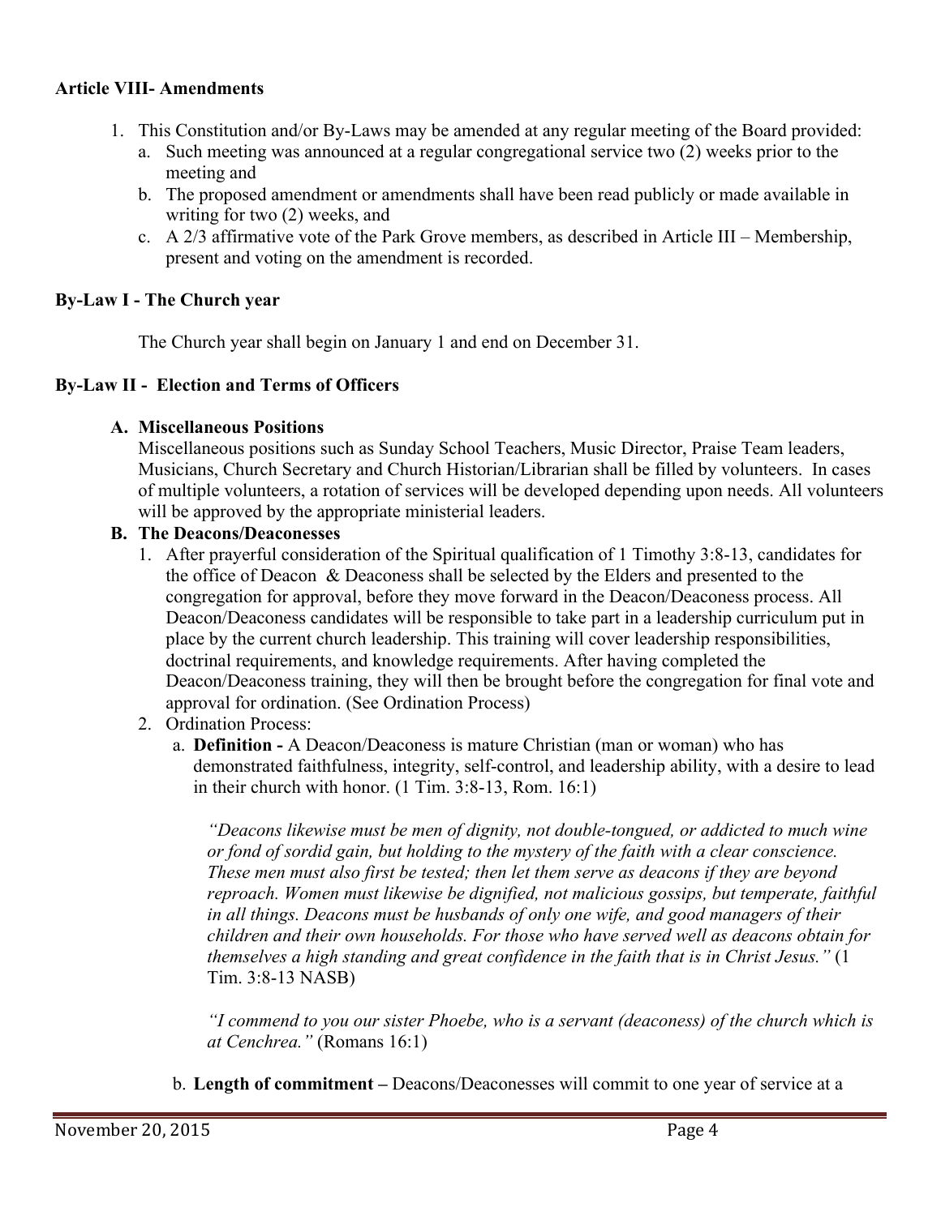**Article VIII- Amendments**

1. This Constitution and/or By-Laws may be amended at any regular meeting of the Board provided:
   a. Such meeting was announced at a regular congregational service two (2) weeks prior to the meeting and
   b. The proposed amendment or amendments shall have been read publicly or made available in writing for two (2) weeks, and
   c. A 2/3 affirmative vote of the Park Grove members, as described in Article III – Membership, present and voting on the amendment is recorded.

**By-Law I - The Church year**

The Church year shall begin on January 1 and end on December 31.

**By-Law II - Election and Terms of Officers**

**A. Miscellaneous Positions**
Miscellaneous positions such as Sunday School Teachers, Music Director, Praise Team leaders, Musicians, Church Secretary and Church Historian/Librarian shall be filled by volunteers. In cases of multiple volunteers, a rotation of services will be developed depending upon needs. All volunteers will be approved by the appropriate ministerial leaders.

**B. The Deacons/Deaconesses**

1. After prayerful consideration of the Spiritual qualification of 1 Timothy 3:8-13, candidates for the office of Deacon & Deaconess shall be selected by the Elders and presented to the congregation for approval, before they move forward in the Deacon/Deaconess process. All Deacon/Deaconess candidates will be responsible to take part in a leadership curriculum put in place by the current church leadership. This training will cover leadership responsibilities, doctrinal requirements, and knowledge requirements. After having completed the Deacon/Deaconess training, they will then be brought before the congregation for final vote and approval for ordination. (See Ordination Process)
2. Ordination Process:
   a. **Definition -** A Deacon/Deaconess is mature Christian (man or woman) who has demonstrated faithfulness, integrity, self-control, and leadership ability, with a desire to lead in their church with honor. (1 Tim. 3:8-13, Rom. 16:1)

      *"Deacons likewise must be men of dignity, not double-tongued, or addicted to much wine or fond of sordid gain, but holding to the mystery of the faith with a clear conscience. These men must also first be tested; then let them serve as deacons if they are beyond reproach. Women must likewise be dignified, not malicious gossips, but temperate, faithful in all things. Deacons must be husbands of only one wife, and good managers of their children and their own households. For those who have served well as deacons obtain for themselves a high standing and great confidence in the faith that is in Christ Jesus."* (1 Tim. 3:8-13 NASB)

      *"I commend to you our sister Phoebe, who is a servant (deaconess) of the church which is at Cenchrea."* (Romans 16:1)

   b. **Length of commitment –** Deacons/Deaconesses will commit to one year of service at a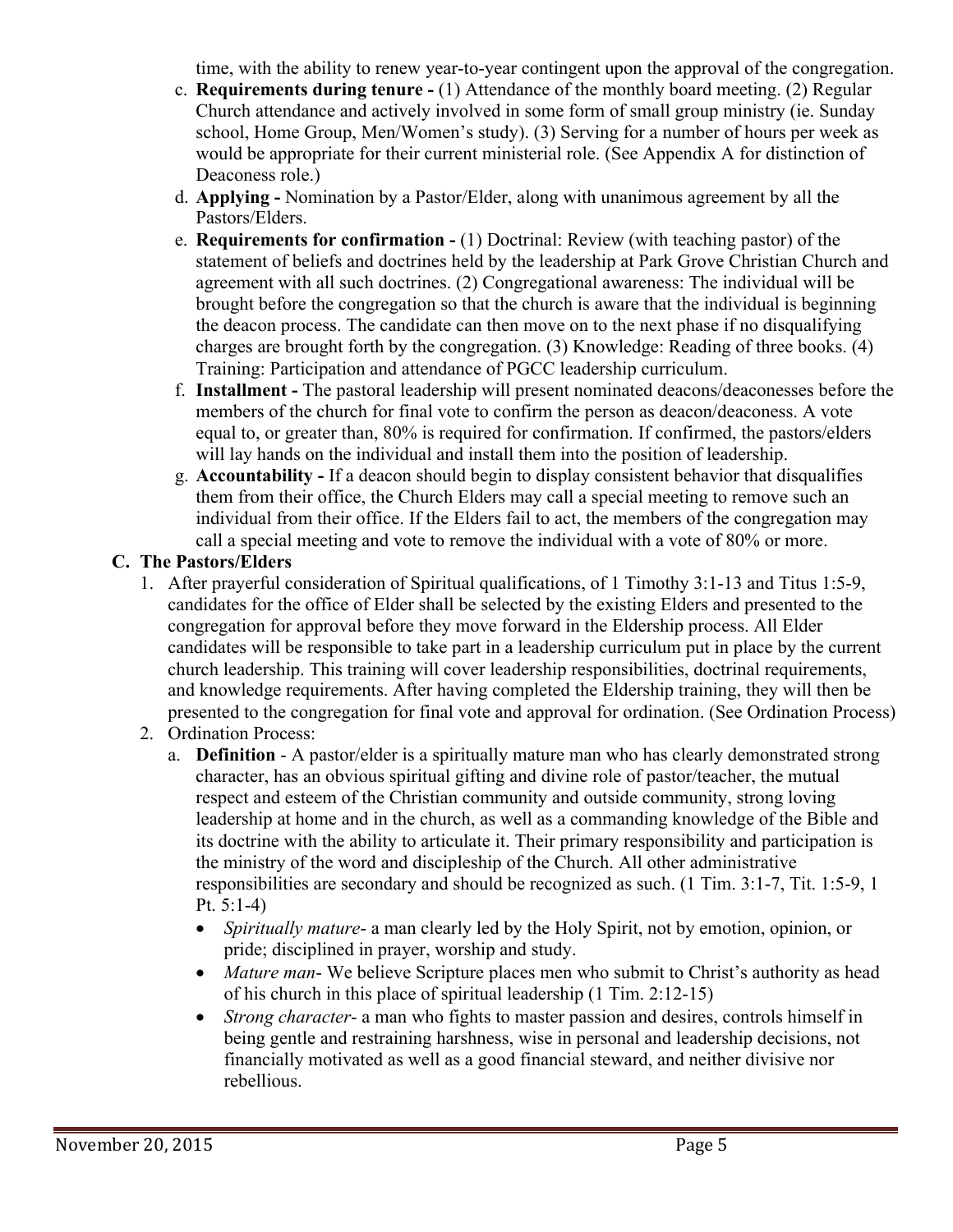time, with the ability to renew year-to-year contingent upon the approval of the congregation.

c. **Requirements during tenure -** (1) Attendance of the monthly board meeting. (2) Regular Church attendance and actively involved in some form of small group ministry (ie. Sunday school, Home Group, Men/Women's study). (3) Serving for a number of hours per week as would be appropriate for their current ministerial role. (See Appendix A for distinction of Deaconess role.)

d. **Applying -** Nomination by a Pastor/Elder, along with unanimous agreement by all the Pastors/Elders.

e. **Requirements for confirmation -** (1) Doctrinal: Review (with teaching pastor) of the statement of beliefs and doctrines held by the leadership at Park Grove Christian Church and agreement with all such doctrines. (2) Congregational awareness: The individual will be brought before the congregation so that the church is aware that the individual is beginning the deacon process. The candidate can then move on to the next phase if no disqualifying charges are brought forth by the congregation. (3) Knowledge: Reading of three books. (4) Training: Participation and attendance of PGCC leadership curriculum.

f. **Installment -** The pastoral leadership will present nominated deacons/deaconesses before the members of the church for final vote to confirm the person as deacon/deaconess. A vote equal to, or greater than, 80% is required for confirmation. If confirmed, the pastors/elders will lay hands on the individual and install them into the position of leadership.

g. **Accountability -** If a deacon should begin to display consistent behavior that disqualifies them from their office, the Church Elders may call a special meeting to remove such an individual from their office. If the Elders fail to act, the members of the congregation may call a special meeting and vote to remove the individual with a vote of 80% or more.

**C. The Pastors/Elders**

1. After prayerful consideration of Spiritual qualifications, of 1 Timothy 3:1-13 and Titus 1:5-9, candidates for the office of Elder shall be selected by the existing Elders and presented to the congregation for approval before they move forward in the Eldership process. All Elder candidates will be responsible to take part in a leadership curriculum put in place by the current church leadership. This training will cover leadership responsibilities, doctrinal requirements, and knowledge requirements. After having completed the Eldership training, they will then be presented to the congregation for final vote and approval for ordination. (See Ordination Process)
2. Ordination Process:
   a. **Definition** - A pastor/elder is a spiritually mature man who has clearly demonstrated strong character, has an obvious spiritual gifting and divine role of pastor/teacher, the mutual respect and esteem of the Christian community and outside community, strong loving leadership at home and in the church, as well as a commanding knowledge of the Bible and its doctrine with the ability to articulate it. Their primary responsibility and participation is the ministry of the word and discipleship of the Church. All other administrative responsibilities are secondary and should be recognized as such. (1 Tim. 3:1-7, Tit. 1:5-9, 1 Pt. 5:1-4)
      - *Spiritually mature*- a man clearly led by the Holy Spirit, not by emotion, opinion, or pride; disciplined in prayer, worship and study.
      - *Mature man*- We believe Scripture places men who submit to Christ's authority as head of his church in this place of spiritual leadership (1 Tim. 2:12-15)
      - *Strong character*- a man who fights to master passion and desires, controls himself in being gentle and restraining harshness, wise in personal and leadership decisions, not financially motivated as well as a good financial steward, and neither divisive nor rebellious.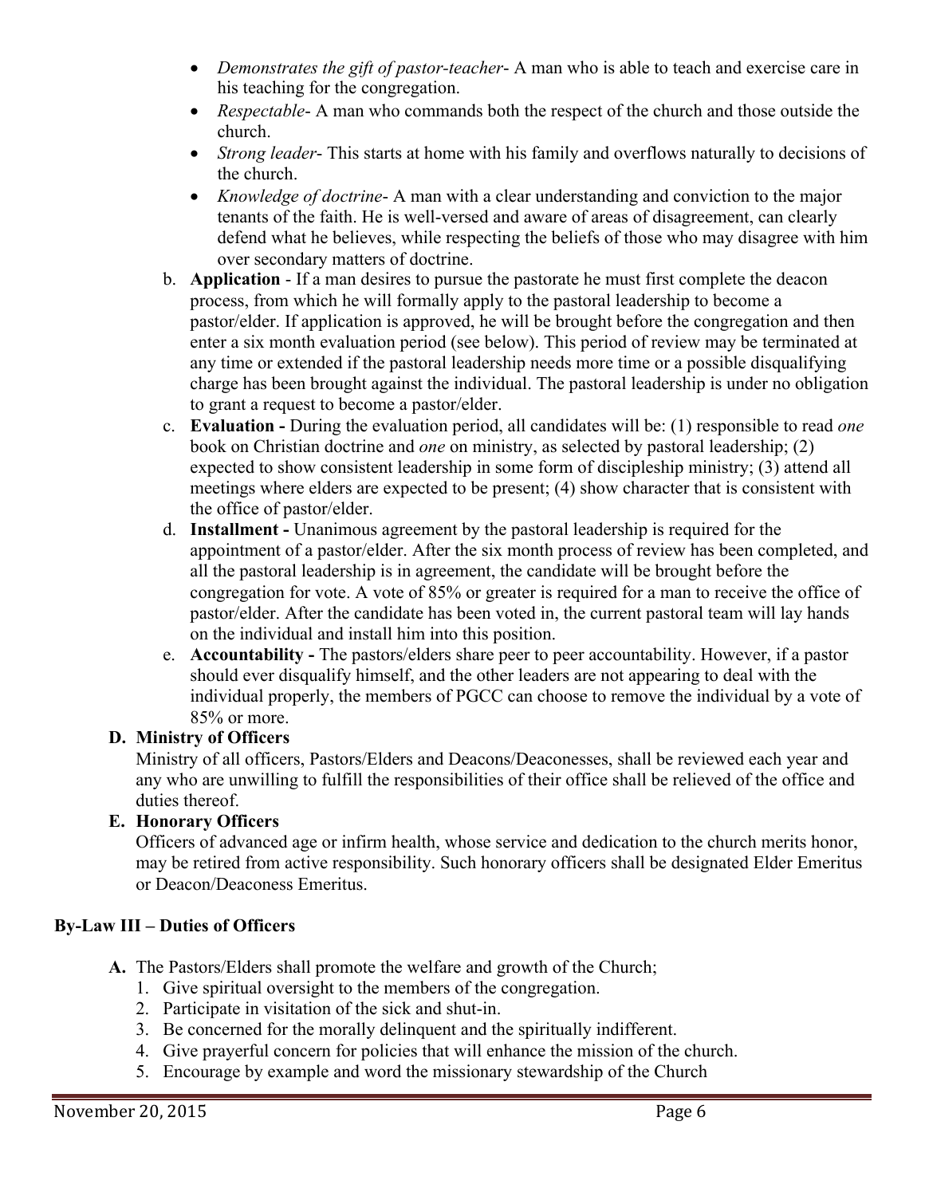- *Demonstrates the gift of pastor-teacher*- A man who is able to teach and exercise care in his teaching for the congregation.
- *Respectable*- A man who commands both the respect of the church and those outside the church.
- *Strong leader*- This starts at home with his family and overflows naturally to decisions of the church.
- *Knowledge of doctrine*- A man with a clear understanding and conviction to the major tenants of the faith. He is well-versed and aware of areas of disagreement, can clearly defend what he believes, while respecting the beliefs of those who may disagree with him over secondary matters of doctrine.

b. **Application** - If a man desires to pursue the pastorate he must first complete the deacon process, from which he will formally apply to the pastoral leadership to become a pastor/elder. If application is approved, he will be brought before the congregation and then enter a six month evaluation period (see below). This period of review may be terminated at any time or extended if the pastoral leadership needs more time or a possible disqualifying charge has been brought against the individual. The pastoral leadership is under no obligation to grant a request to become a pastor/elder.

c. **Evaluation -** During the evaluation period, all candidates will be: (1) responsible to read *one* book on Christian doctrine and *one* on ministry, as selected by pastoral leadership; (2) expected to show consistent leadership in some form of discipleship ministry; (3) attend all meetings where elders are expected to be present; (4) show character that is consistent with the office of pastor/elder.

d. **Installment -** Unanimous agreement by the pastoral leadership is required for the appointment of a pastor/elder. After the six month process of review has been completed, and all the pastoral leadership is in agreement, the candidate will be brought before the congregation for vote. A vote of 85% or greater is required for a man to receive the office of pastor/elder. After the candidate has been voted in, the current pastoral team will lay hands on the individual and install him into this position.

e. **Accountability -** The pastors/elders share peer to peer accountability. However, if a pastor should ever disqualify himself, and the other leaders are not appearing to deal with the individual properly, the members of PGCC can choose to remove the individual by a vote of 85% or more.

**D. Ministry of Officers**

Ministry of all officers, Pastors/Elders and Deacons/Deaconesses, shall be reviewed each year and any who are unwilling to fulfill the responsibilities of their office shall be relieved of the office and duties thereof.

**E. Honorary Officers**

Officers of advanced age or infirm health, whose service and dedication to the church merits honor, may be retired from active responsibility. Such honorary officers shall be designated Elder Emeritus or Deacon/Deaconess Emeritus.

## By-Law III – Duties of Officers

**A.** The Pastors/Elders shall promote the welfare and growth of the Church;

1. Give spiritual oversight to the members of the congregation.
2. Participate in visitation of the sick and shut-in.
3. Be concerned for the morally delinquent and the spiritually indifferent.
4. Give prayerful concern for policies that will enhance the mission of the church.
5. Encourage by example and word the missionary stewardship of the Church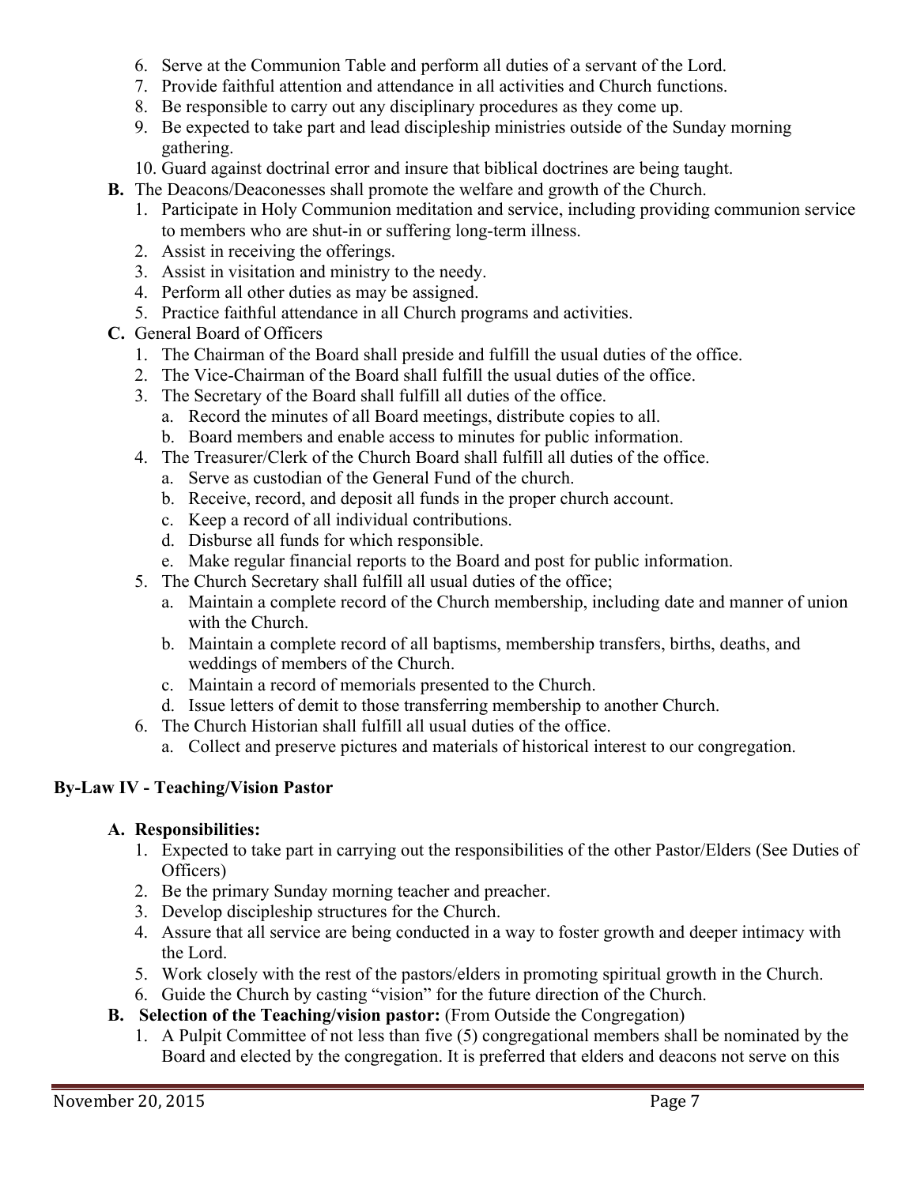6. Serve at the Communion Table and perform all duties of a servant of the Lord.
7. Provide faithful attention and attendance in all activities and Church functions.
8. Be responsible to carry out any disciplinary procedures as they come up.
9. Be expected to take part and lead discipleship ministries outside of the Sunday morning gathering.
10. Guard against doctrinal error and insure that biblical doctrines are being taught.

**B.** The Deacons/Deaconesses shall promote the welfare and growth of the Church.

1. Participate in Holy Communion meditation and service, including providing communion service to members who are shut-in or suffering long-term illness.
2. Assist in receiving the offerings.
3. Assist in visitation and ministry to the needy.
4. Perform all other duties as may be assigned.
5. Practice faithful attendance in all Church programs and activities.

**C.** General Board of Officers

1. The Chairman of the Board shall preside and fulfill the usual duties of the office.
2. The Vice-Chairman of the Board shall fulfill the usual duties of the office.
3. The Secretary of the Board shall fulfill all duties of the office.
   a. Record the minutes of all Board meetings, distribute copies to all.
   b. Board members and enable access to minutes for public information.
4. The Treasurer/Clerk of the Church Board shall fulfill all duties of the office.
   a. Serve as custodian of the General Fund of the church.
   b. Receive, record, and deposit all funds in the proper church account.
   c. Keep a record of all individual contributions.
   d. Disburse all funds for which responsible.
   e. Make regular financial reports to the Board and post for public information.
5. The Church Secretary shall fulfill all usual duties of the office;
   a. Maintain a complete record of the Church membership, including date and manner of union with the Church.
   b. Maintain a complete record of all baptisms, membership transfers, births, deaths, and weddings of members of the Church.
   c. Maintain a record of memorials presented to the Church.
   d. Issue letters of demit to those transferring membership to another Church.
6. The Church Historian shall fulfill all usual duties of the office.
   a. Collect and preserve pictures and materials of historical interest to our congregation.

## By-Law IV - Teaching/Vision Pastor

**A. Responsibilities:**

1. Expected to take part in carrying out the responsibilities of the other Pastor/Elders (See Duties of Officers)
2. Be the primary Sunday morning teacher and preacher.
3. Develop discipleship structures for the Church.
4. Assure that all service are being conducted in a way to foster growth and deeper intimacy with the Lord.
5. Work closely with the rest of the pastors/elders in promoting spiritual growth in the Church.
6. Guide the Church by casting "vision" for the future direction of the Church.

**B. Selection of the Teaching/vision pastor:** (From Outside the Congregation)

1. A Pulpit Committee of not less than five (5) congregational members shall be nominated by the Board and elected by the congregation. It is preferred that elders and deacons not serve on this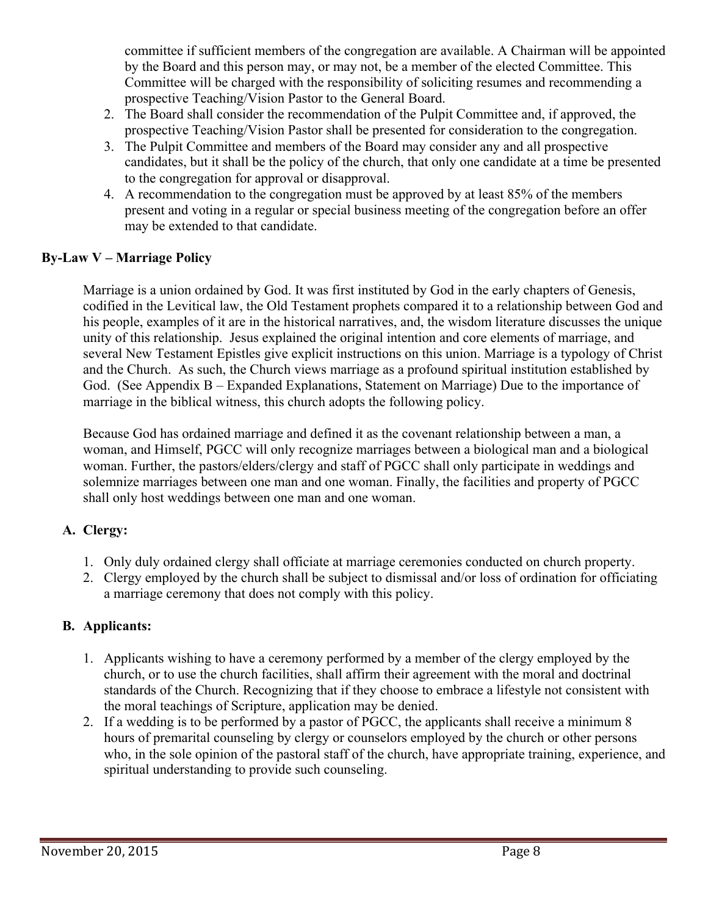committee if sufficient members of the congregation are available. A Chairman will be appointed by the Board and this person may, or may not, be a member of the elected Committee. This Committee will be charged with the responsibility of soliciting resumes and recommending a prospective Teaching/Vision Pastor to the General Board.

2. The Board shall consider the recommendation of the Pulpit Committee and, if approved, the prospective Teaching/Vision Pastor shall be presented for consideration to the congregation.
3. The Pulpit Committee and members of the Board may consider any and all prospective candidates, but it shall be the policy of the church, that only one candidate at a time be presented to the congregation for approval or disapproval.
4. A recommendation to the congregation must be approved by at least 85% of the members present and voting in a regular or special business meeting of the congregation before an offer may be extended to that candidate.

**By-Law V – Marriage Policy**

Marriage is a union ordained by God. It was first instituted by God in the early chapters of Genesis, codified in the Levitical law, the Old Testament prophets compared it to a relationship between God and his people, examples of it are in the historical narratives, and, the wisdom literature discusses the unique unity of this relationship. Jesus explained the original intention and core elements of marriage, and several New Testament Epistles give explicit instructions on this union. Marriage is a typology of Christ and the Church. As such, the Church views marriage as a profound spiritual institution established by God. (See Appendix B – Expanded Explanations, Statement on Marriage) Due to the importance of marriage in the biblical witness, this church adopts the following policy.

Because God has ordained marriage and defined it as the covenant relationship between a man, a woman, and Himself, PGCC will only recognize marriages between a biological man and a biological woman. Further, the pastors/elders/clergy and staff of PGCC shall only participate in weddings and solemnize marriages between one man and one woman. Finally, the facilities and property of PGCC shall only host weddings between one man and one woman.

**A. Clergy:**

1. Only duly ordained clergy shall officiate at marriage ceremonies conducted on church property.
2. Clergy employed by the church shall be subject to dismissal and/or loss of ordination for officiating a marriage ceremony that does not comply with this policy.

**B. Applicants:**

1. Applicants wishing to have a ceremony performed by a member of the clergy employed by the church, or to use the church facilities, shall affirm their agreement with the moral and doctrinal standards of the Church. Recognizing that if they choose to embrace a lifestyle not consistent with the moral teachings of Scripture, application may be denied.
2. If a wedding is to be performed by a pastor of PGCC, the applicants shall receive a minimum 8 hours of premarital counseling by clergy or counselors employed by the church or other persons who, in the sole opinion of the pastoral staff of the church, have appropriate training, experience, and spiritual understanding to provide such counseling.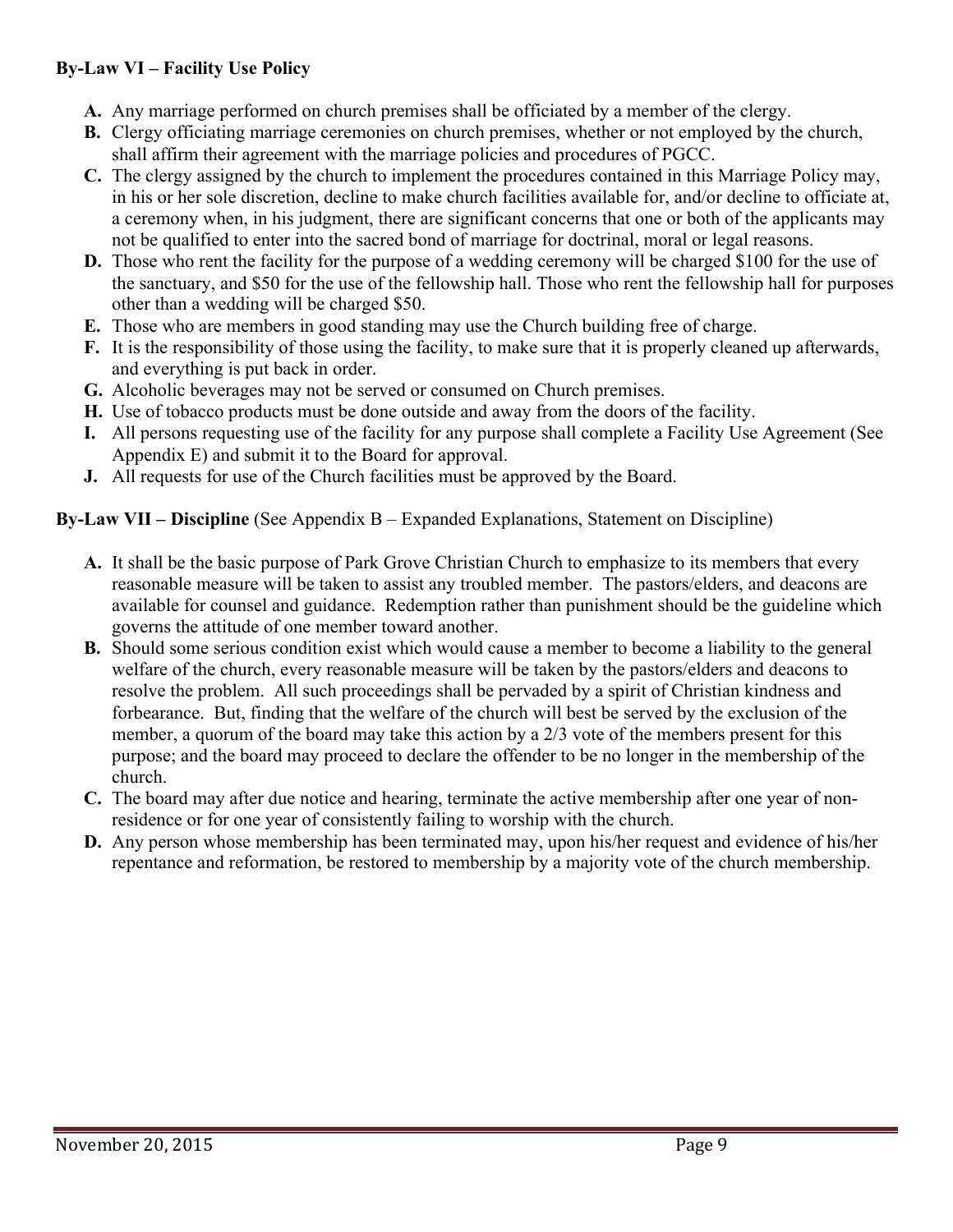**By-Law VI – Facility Use Policy**

- **A.** Any marriage performed on church premises shall be officiated by a member of the clergy.
- **B.** Clergy officiating marriage ceremonies on church premises, whether or not employed by the church, shall affirm their agreement with the marriage policies and procedures of PGCC.
- **C.** The clergy assigned by the church to implement the procedures contained in this Marriage Policy may, in his or her sole discretion, decline to make church facilities available for, and/or decline to officiate at, a ceremony when, in his judgment, there are significant concerns that one or both of the applicants may not be qualified to enter into the sacred bond of marriage for doctrinal, moral or legal reasons.
- **D.** Those who rent the facility for the purpose of a wedding ceremony will be charged $100 for the use of the sanctuary, and $50 for the use of the fellowship hall. Those who rent the fellowship hall for purposes other than a wedding will be charged $50.
- **E.** Those who are members in good standing may use the Church building free of charge.
- **F.** It is the responsibility of those using the facility, to make sure that it is properly cleaned up afterwards, and everything is put back in order.
- **G.** Alcoholic beverages may not be served or consumed on Church premises.
- **H.** Use of tobacco products must be done outside and away from the doors of the facility.
- **I.** All persons requesting use of the facility for any purpose shall complete a Facility Use Agreement (See Appendix E) and submit it to the Board for approval.
- **J.** All requests for use of the Church facilities must be approved by the Board.

**By-Law VII – Discipline** (See Appendix B – Expanded Explanations, Statement on Discipline)

- **A.** It shall be the basic purpose of Park Grove Christian Church to emphasize to its members that every reasonable measure will be taken to assist any troubled member. The pastors/elders, and deacons are available for counsel and guidance. Redemption rather than punishment should be the guideline which governs the attitude of one member toward another.
- **B.** Should some serious condition exist which would cause a member to become a liability to the general welfare of the church, every reasonable measure will be taken by the pastors/elders and deacons to resolve the problem. All such proceedings shall be pervaded by a spirit of Christian kindness and forbearance. But, finding that the welfare of the church will best be served by the exclusion of the member, a quorum of the board may take this action by a 2/3 vote of the members present for this purpose; and the board may proceed to declare the offender to be no longer in the membership of the church.
- **C.** The board may after due notice and hearing, terminate the active membership after one year of non-residence or for one year of consistently failing to worship with the church.
- **D.** Any person whose membership has been terminated may, upon his/her request and evidence of his/her repentance and reformation, be restored to membership by a majority vote of the church membership.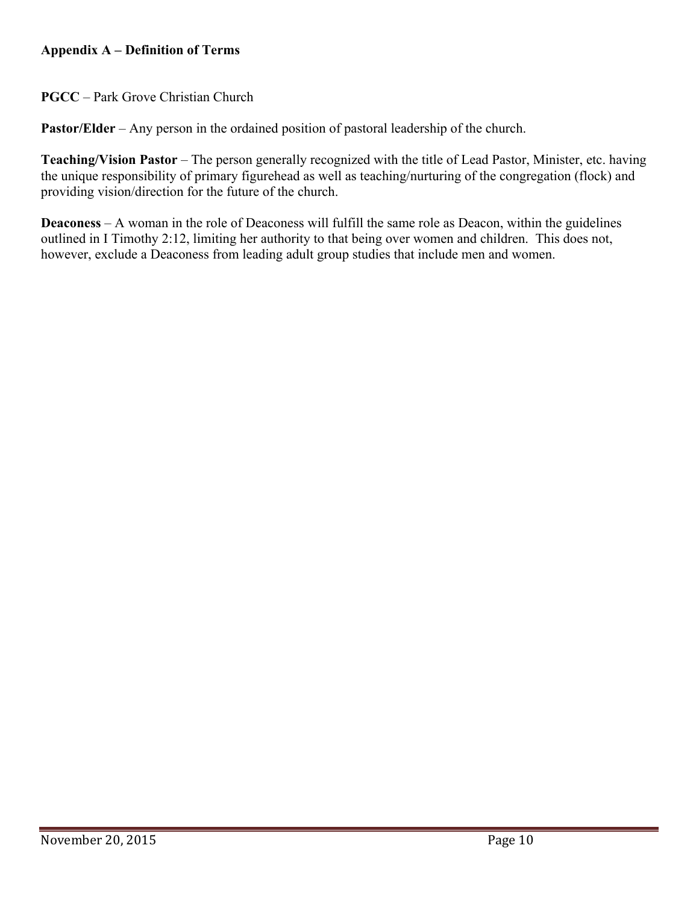**Appendix A – Definition of Terms**

**PGCC** – Park Grove Christian Church

**Pastor/Elder** – Any person in the ordained position of pastoral leadership of the church.

**Teaching/Vision Pastor** – The person generally recognized with the title of Lead Pastor, Minister, etc. having the unique responsibility of primary figurehead as well as teaching/nurturing of the congregation (flock) and providing vision/direction for the future of the church.

**Deaconess** – A woman in the role of Deaconess will fulfill the same role as Deacon, within the guidelines outlined in I Timothy 2:12, limiting her authority to that being over women and children. This does not, however, exclude a Deaconess from leading adult group studies that include men and women.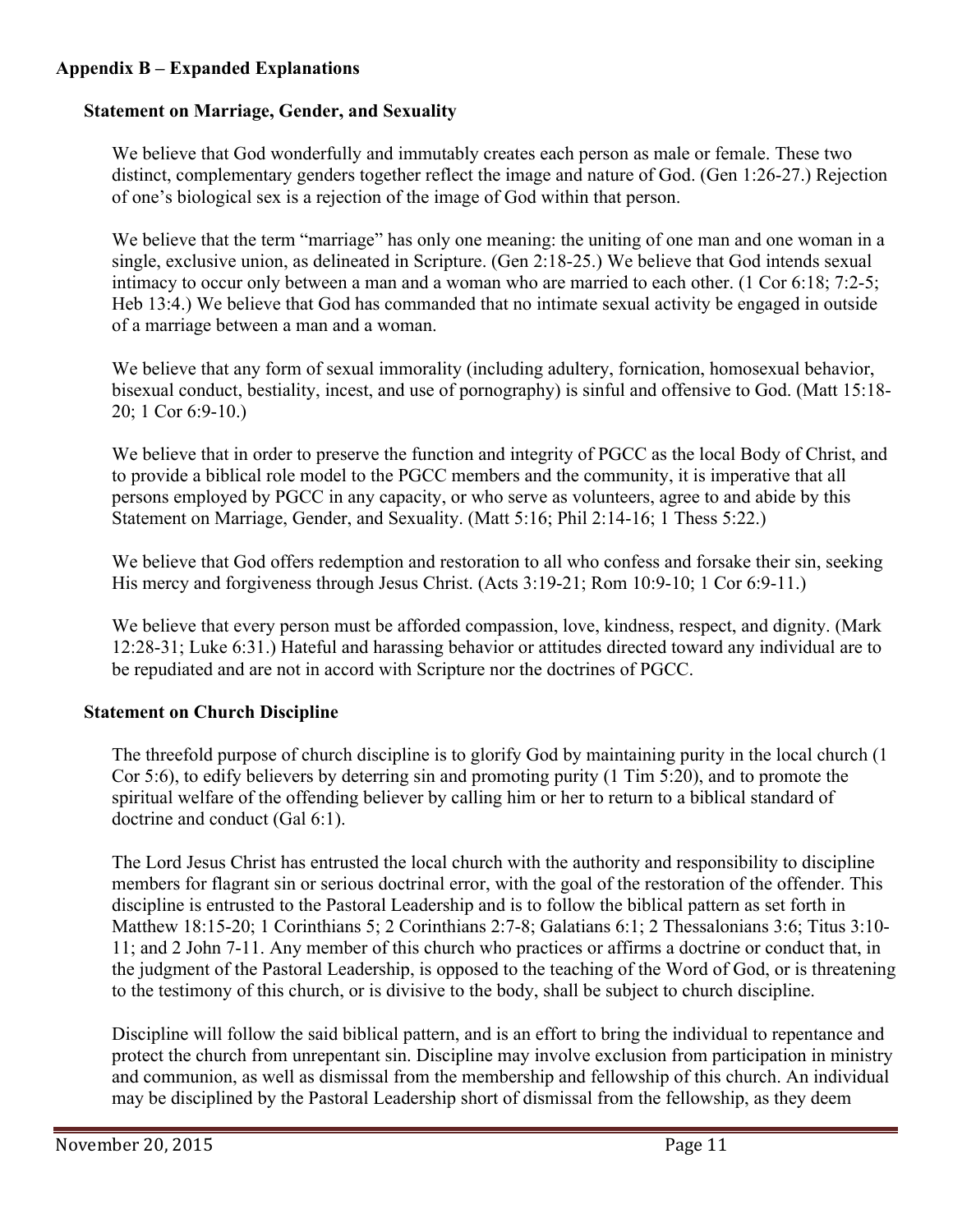## Appendix B – Expanded Explanations

### Statement on Marriage, Gender, and Sexuality

We believe that God wonderfully and immutably creates each person as male or female. These two distinct, complementary genders together reflect the image and nature of God. (Gen 1:26-27.) Rejection of one's biological sex is a rejection of the image of God within that person.

We believe that the term "marriage" has only one meaning: the uniting of one man and one woman in a single, exclusive union, as delineated in Scripture. (Gen 2:18-25.) We believe that God intends sexual intimacy to occur only between a man and a woman who are married to each other. (1 Cor 6:18; 7:2-5; Heb 13:4.) We believe that God has commanded that no intimate sexual activity be engaged in outside of a marriage between a man and a woman.

We believe that any form of sexual immorality (including adultery, fornication, homosexual behavior, bisexual conduct, bestiality, incest, and use of pornography) is sinful and offensive to God. (Matt 15:18-20; 1 Cor 6:9-10.)

We believe that in order to preserve the function and integrity of PGCC as the local Body of Christ, and to provide a biblical role model to the PGCC members and the community, it is imperative that all persons employed by PGCC in any capacity, or who serve as volunteers, agree to and abide by this Statement on Marriage, Gender, and Sexuality. (Matt 5:16; Phil 2:14-16; 1 Thess 5:22.)

We believe that God offers redemption and restoration to all who confess and forsake their sin, seeking His mercy and forgiveness through Jesus Christ. (Acts 3:19-21; Rom 10:9-10; 1 Cor 6:9-11.)

We believe that every person must be afforded compassion, love, kindness, respect, and dignity. (Mark 12:28-31; Luke 6:31.) Hateful and harassing behavior or attitudes directed toward any individual are to be repudiated and are not in accord with Scripture nor the doctrines of PGCC.

### Statement on Church Discipline

The threefold purpose of church discipline is to glorify God by maintaining purity in the local church (1 Cor 5:6), to edify believers by deterring sin and promoting purity (1 Tim 5:20), and to promote the spiritual welfare of the offending believer by calling him or her to return to a biblical standard of doctrine and conduct (Gal 6:1).

The Lord Jesus Christ has entrusted the local church with the authority and responsibility to discipline members for flagrant sin or serious doctrinal error, with the goal of the restoration of the offender. This discipline is entrusted to the Pastoral Leadership and is to follow the biblical pattern as set forth in Matthew 18:15-20; 1 Corinthians 5; 2 Corinthians 2:7-8; Galatians 6:1; 2 Thessalonians 3:6; Titus 3:10-11; and 2 John 7-11. Any member of this church who practices or affirms a doctrine or conduct that, in the judgment of the Pastoral Leadership, is opposed to the teaching of the Word of God, or is threatening to the testimony of this church, or is divisive to the body, shall be subject to church discipline.

Discipline will follow the said biblical pattern, and is an effort to bring the individual to repentance and protect the church from unrepentant sin. Discipline may involve exclusion from participation in ministry and communion, as well as dismissal from the membership and fellowship of this church. An individual may be disciplined by the Pastoral Leadership short of dismissal from the fellowship, as they deem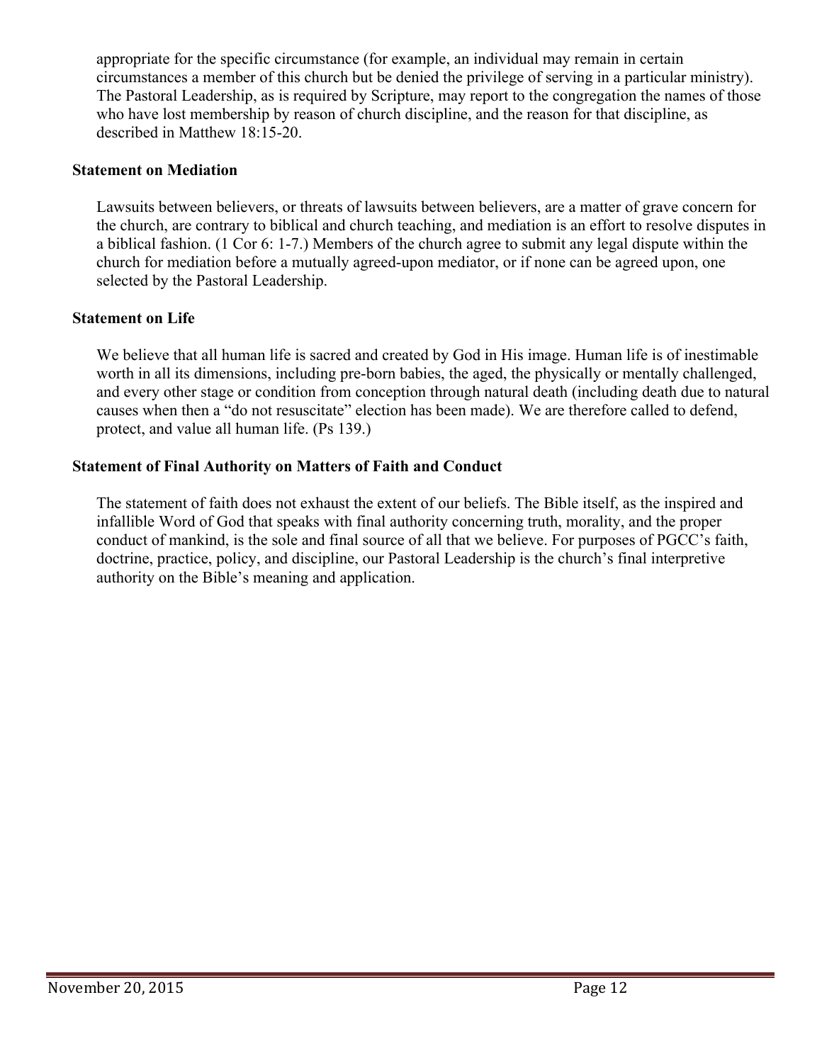appropriate for the specific circumstance (for example, an individual may remain in certain circumstances a member of this church but be denied the privilege of serving in a particular ministry). The Pastoral Leadership, as is required by Scripture, may report to the congregation the names of those who have lost membership by reason of church discipline, and the reason for that discipline, as described in Matthew 18:15-20.

**Statement on Mediation**

Lawsuits between believers, or threats of lawsuits between believers, are a matter of grave concern for the church, are contrary to biblical and church teaching, and mediation is an effort to resolve disputes in a biblical fashion. (1 Cor 6: 1-7.) Members of the church agree to submit any legal dispute within the church for mediation before a mutually agreed-upon mediator, or if none can be agreed upon, one selected by the Pastoral Leadership.

**Statement on Life**

We believe that all human life is sacred and created by God in His image. Human life is of inestimable worth in all its dimensions, including pre-born babies, the aged, the physically or mentally challenged, and every other stage or condition from conception through natural death (including death due to natural causes when then a "do not resuscitate" election has been made). We are therefore called to defend, protect, and value all human life. (Ps 139.)

**Statement of Final Authority on Matters of Faith and Conduct**

The statement of faith does not exhaust the extent of our beliefs. The Bible itself, as the inspired and infallible Word of God that speaks with final authority concerning truth, morality, and the proper conduct of mankind, is the sole and final source of all that we believe. For purposes of PGCC's faith, doctrine, practice, policy, and discipline, our Pastoral Leadership is the church's final interpretive authority on the Bible's meaning and application.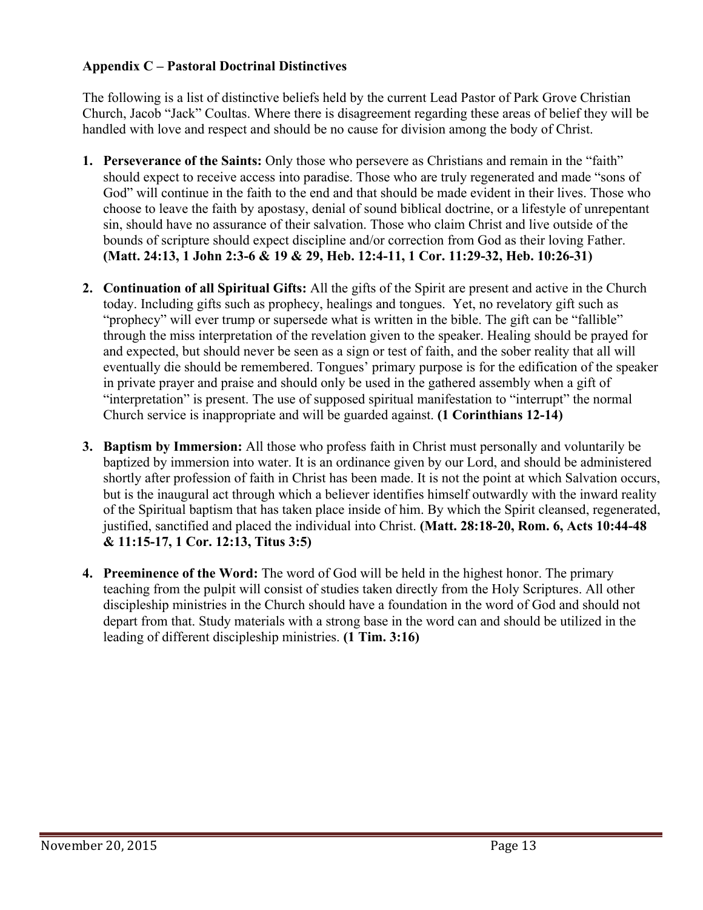### Appendix C – Pastoral Doctrinal Distinctives

The following is a list of distinctive beliefs held by the current Lead Pastor of Park Grove Christian Church, Jacob "Jack" Coultas. Where there is disagreement regarding these areas of belief they will be handled with love and respect and should be no cause for division among the body of Christ.

1. **Perseverance of the Saints:** Only those who persevere as Christians and remain in the "faith" should expect to receive access into paradise. Those who are truly regenerated and made "sons of God" will continue in the faith to the end and that should be made evident in their lives. Those who choose to leave the faith by apostasy, denial of sound biblical doctrine, or a lifestyle of unrepentant sin, should have no assurance of their salvation. Those who claim Christ and live outside of the bounds of scripture should expect discipline and/or correction from God as their loving Father. **(Matt. 24:13, 1 John 2:3-6 & 19 & 29, Heb. 12:4-11, 1 Cor. 11:29-32, Heb. 10:26-31)**

2. **Continuation of all Spiritual Gifts:** All the gifts of the Spirit are present and active in the Church today. Including gifts such as prophecy, healings and tongues. Yet, no revelatory gift such as "prophecy" will ever trump or supersede what is written in the bible. The gift can be "fallible" through the miss interpretation of the revelation given to the speaker. Healing should be prayed for and expected, but should never be seen as a sign or test of faith, and the sober reality that all will eventually die should be remembered. Tongues' primary purpose is for the edification of the speaker in private prayer and praise and should only be used in the gathered assembly when a gift of "interpretation" is present. The use of supposed spiritual manifestation to "interrupt" the normal Church service is inappropriate and will be guarded against. **(1 Corinthians 12-14)**

3. **Baptism by Immersion:** All those who profess faith in Christ must personally and voluntarily be baptized by immersion into water. It is an ordinance given by our Lord, and should be administered shortly after profession of faith in Christ has been made. It is not the point at which Salvation occurs, but is the inaugural act through which a believer identifies himself outwardly with the inward reality of the Spiritual baptism that has taken place inside of him. By which the Spirit cleansed, regenerated, justified, sanctified and placed the individual into Christ. **(Matt. 28:18-20, Rom. 6, Acts 10:44-48 & 11:15-17, 1 Cor. 12:13, Titus 3:5)**

4. **Preeminence of the Word:** The word of God will be held in the highest honor. The primary teaching from the pulpit will consist of studies taken directly from the Holy Scriptures. All other discipleship ministries in the Church should have a foundation in the word of God and should not depart from that. Study materials with a strong base in the word can and should be utilized in the leading of different discipleship ministries. **(1 Tim. 3:16)**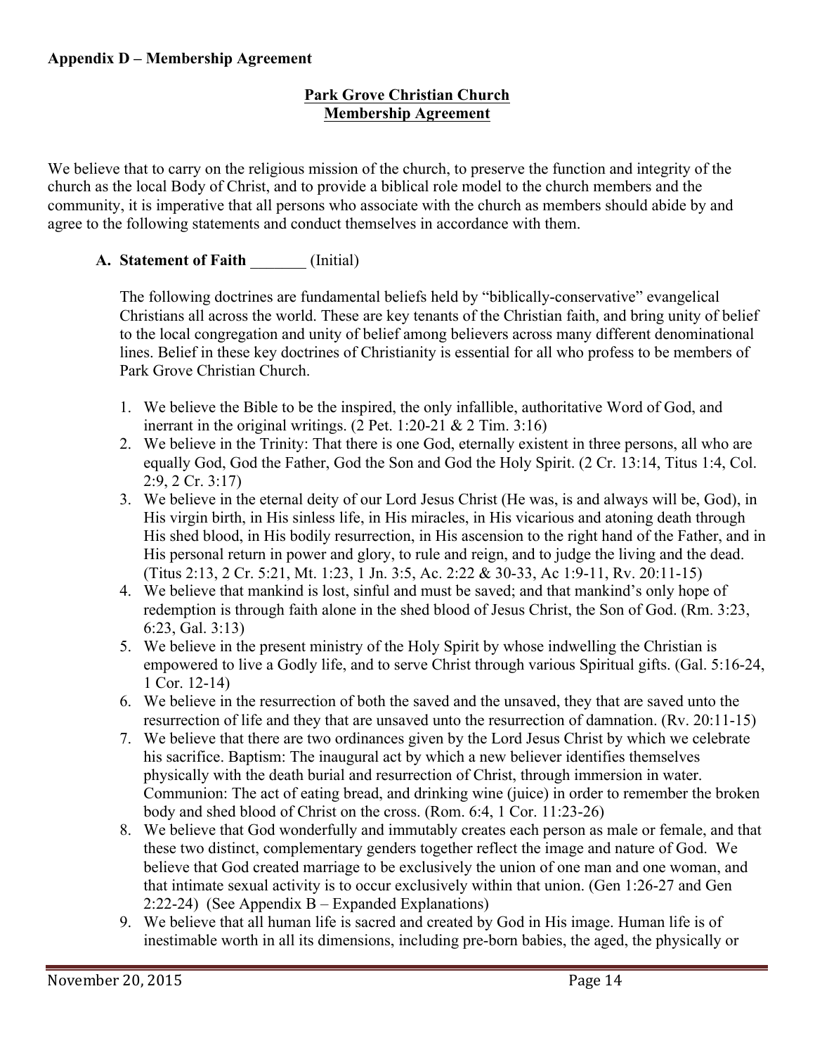**Appendix D – Membership Agreement**

## Park Grove Christian Church
## Membership Agreement

We believe that to carry on the religious mission of the church, to preserve the function and integrity of the church as the local Body of Christ, and to provide a biblical role model to the church members and the community, it is imperative that all persons who associate with the church as members should abide by and agree to the following statements and conduct themselves in accordance with them.

**A. Statement of Faith** _______ (Initial)

The following doctrines are fundamental beliefs held by "biblically-conservative" evangelical Christians all across the world. These are key tenants of the Christian faith, and bring unity of belief to the local congregation and unity of belief among believers across many different denominational lines. Belief in these key doctrines of Christianity is essential for all who profess to be members of Park Grove Christian Church.

1. We believe the Bible to be the inspired, the only infallible, authoritative Word of God, and inerrant in the original writings. (2 Pet. 1:20-21 & 2 Tim. 3:16)
2. We believe in the Trinity: That there is one God, eternally existent in three persons, all who are equally God, God the Father, God the Son and God the Holy Spirit. (2 Cr. 13:14, Titus 1:4, Col. 2:9, 2 Cr. 3:17)
3. We believe in the eternal deity of our Lord Jesus Christ (He was, is and always will be, God), in His virgin birth, in His sinless life, in His miracles, in His vicarious and atoning death through His shed blood, in His bodily resurrection, in His ascension to the right hand of the Father, and in His personal return in power and glory, to rule and reign, and to judge the living and the dead. (Titus 2:13, 2 Cr. 5:21, Mt. 1:23, 1 Jn. 3:5, Ac. 2:22 & 30-33, Ac 1:9-11, Rv. 20:11-15)
4. We believe that mankind is lost, sinful and must be saved; and that mankind's only hope of redemption is through faith alone in the shed blood of Jesus Christ, the Son of God. (Rm. 3:23, 6:23, Gal. 3:13)
5. We believe in the present ministry of the Holy Spirit by whose indwelling the Christian is empowered to live a Godly life, and to serve Christ through various Spiritual gifts. (Gal. 5:16-24, 1 Cor. 12-14)
6. We believe in the resurrection of both the saved and the unsaved, they that are saved unto the resurrection of life and they that are unsaved unto the resurrection of damnation. (Rv. 20:11-15)
7. We believe that there are two ordinances given by the Lord Jesus Christ by which we celebrate his sacrifice. Baptism: The inaugural act by which a new believer identifies themselves physically with the death burial and resurrection of Christ, through immersion in water. Communion: The act of eating bread, and drinking wine (juice) in order to remember the broken body and shed blood of Christ on the cross. (Rom. 6:4, 1 Cor. 11:23-26)
8. We believe that God wonderfully and immutably creates each person as male or female, and that these two distinct, complementary genders together reflect the image and nature of God. We believe that God created marriage to be exclusively the union of one man and one woman, and that intimate sexual activity is to occur exclusively within that union. (Gen 1:26-27 and Gen 2:22-24) (See Appendix B – Expanded Explanations)
9. We believe that all human life is sacred and created by God in His image. Human life is of inestimable worth in all its dimensions, including pre-born babies, the aged, the physically or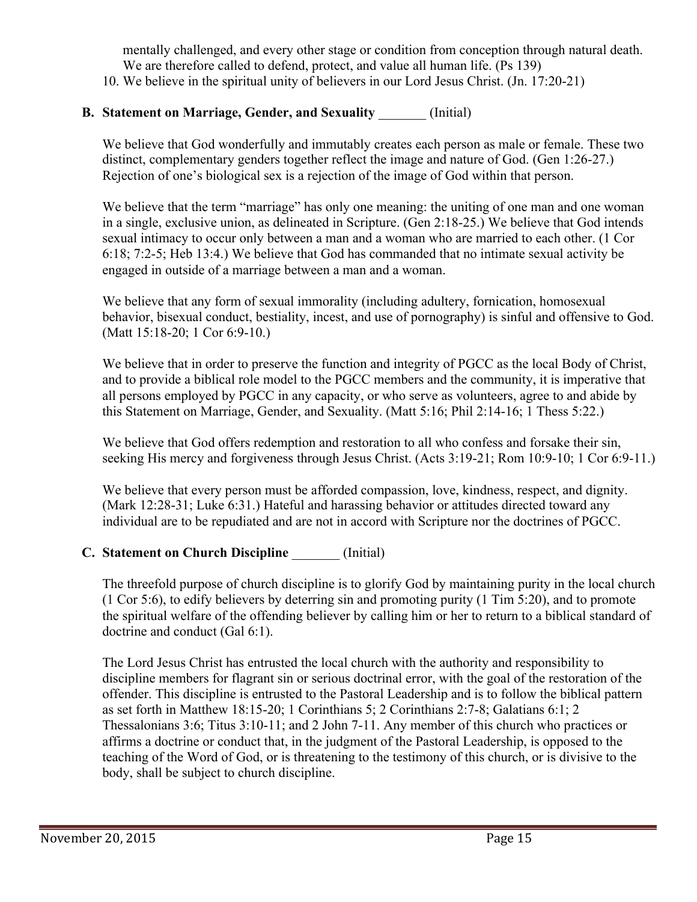mentally challenged, and every other stage or condition from conception through natural death. We are therefore called to defend, protect, and value all human life. (Ps 139)

10. We believe in the spiritual unity of believers in our Lord Jesus Christ. (Jn. 17:20-21)

### B. Statement on Marriage, Gender, and Sexuality _______ (Initial)

We believe that God wonderfully and immutably creates each person as male or female. These two distinct, complementary genders together reflect the image and nature of God. (Gen 1:26-27.) Rejection of one's biological sex is a rejection of the image of God within that person.

We believe that the term "marriage" has only one meaning: the uniting of one man and one woman in a single, exclusive union, as delineated in Scripture. (Gen 2:18-25.) We believe that God intends sexual intimacy to occur only between a man and a woman who are married to each other. (1 Cor 6:18; 7:2-5; Heb 13:4.) We believe that God has commanded that no intimate sexual activity be engaged in outside of a marriage between a man and a woman.

We believe that any form of sexual immorality (including adultery, fornication, homosexual behavior, bisexual conduct, bestiality, incest, and use of pornography) is sinful and offensive to God. (Matt 15:18-20; 1 Cor 6:9-10.)

We believe that in order to preserve the function and integrity of PGCC as the local Body of Christ, and to provide a biblical role model to the PGCC members and the community, it is imperative that all persons employed by PGCC in any capacity, or who serve as volunteers, agree to and abide by this Statement on Marriage, Gender, and Sexuality. (Matt 5:16; Phil 2:14-16; 1 Thess 5:22.)

We believe that God offers redemption and restoration to all who confess and forsake their sin, seeking His mercy and forgiveness through Jesus Christ. (Acts 3:19-21; Rom 10:9-10; 1 Cor 6:9-11.)

We believe that every person must be afforded compassion, love, kindness, respect, and dignity. (Mark 12:28-31; Luke 6:31.) Hateful and harassing behavior or attitudes directed toward any individual are to be repudiated and are not in accord with Scripture nor the doctrines of PGCC.

### C. Statement on Church Discipline _______ (Initial)

The threefold purpose of church discipline is to glorify God by maintaining purity in the local church (1 Cor 5:6), to edify believers by deterring sin and promoting purity (1 Tim 5:20), and to promote the spiritual welfare of the offending believer by calling him or her to return to a biblical standard of doctrine and conduct (Gal 6:1).

The Lord Jesus Christ has entrusted the local church with the authority and responsibility to discipline members for flagrant sin or serious doctrinal error, with the goal of the restoration of the offender. This discipline is entrusted to the Pastoral Leadership and is to follow the biblical pattern as set forth in Matthew 18:15-20; 1 Corinthians 5; 2 Corinthians 2:7-8; Galatians 6:1; 2 Thessalonians 3:6; Titus 3:10-11; and 2 John 7-11. Any member of this church who practices or affirms a doctrine or conduct that, in the judgment of the Pastoral Leadership, is opposed to the teaching of the Word of God, or is threatening to the testimony of this church, or is divisive to the body, shall be subject to church discipline.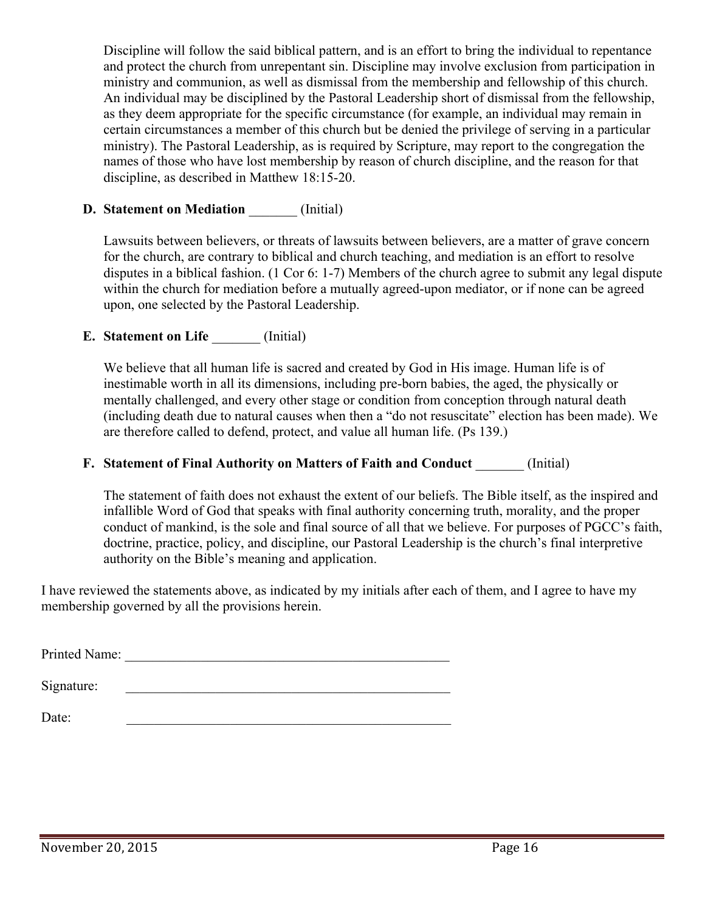Discipline will follow the said biblical pattern, and is an effort to bring the individual to repentance and protect the church from unrepentant sin. Discipline may involve exclusion from participation in ministry and communion, as well as dismissal from the membership and fellowship of this church. An individual may be disciplined by the Pastoral Leadership short of dismissal from the fellowship, as they deem appropriate for the specific circumstance (for example, an individual may remain in certain circumstances a member of this church but be denied the privilege of serving in a particular ministry). The Pastoral Leadership, as is required by Scripture, may report to the congregation the names of those who have lost membership by reason of church discipline, and the reason for that discipline, as described in Matthew 18:15-20.

**D. Statement on Mediation** _______ (Initial)

Lawsuits between believers, or threats of lawsuits between believers, are a matter of grave concern for the church, are contrary to biblical and church teaching, and mediation is an effort to resolve disputes in a biblical fashion. (1 Cor 6: 1-7) Members of the church agree to submit any legal dispute within the church for mediation before a mutually agreed-upon mediator, or if none can be agreed upon, one selected by the Pastoral Leadership.

**E. Statement on Life** _______ (Initial)

We believe that all human life is sacred and created by God in His image. Human life is of inestimable worth in all its dimensions, including pre-born babies, the aged, the physically or mentally challenged, and every other stage or condition from conception through natural death (including death due to natural causes when then a "do not resuscitate" election has been made). We are therefore called to defend, protect, and value all human life. (Ps 139.)

**F. Statement of Final Authority on Matters of Faith and Conduct** _______ (Initial)

The statement of faith does not exhaust the extent of our beliefs. The Bible itself, as the inspired and infallible Word of God that speaks with final authority concerning truth, morality, and the proper conduct of mankind, is the sole and final source of all that we believe. For purposes of PGCC's faith, doctrine, practice, policy, and discipline, our Pastoral Leadership is the church's final interpretive authority on the Bible's meaning and application.

I have reviewed the statements above, as indicated by my initials after each of them, and I agree to have my membership governed by all the provisions herein.

Printed Name: _________________________________________________

Signature: _________________________________________________

Date: _________________________________________________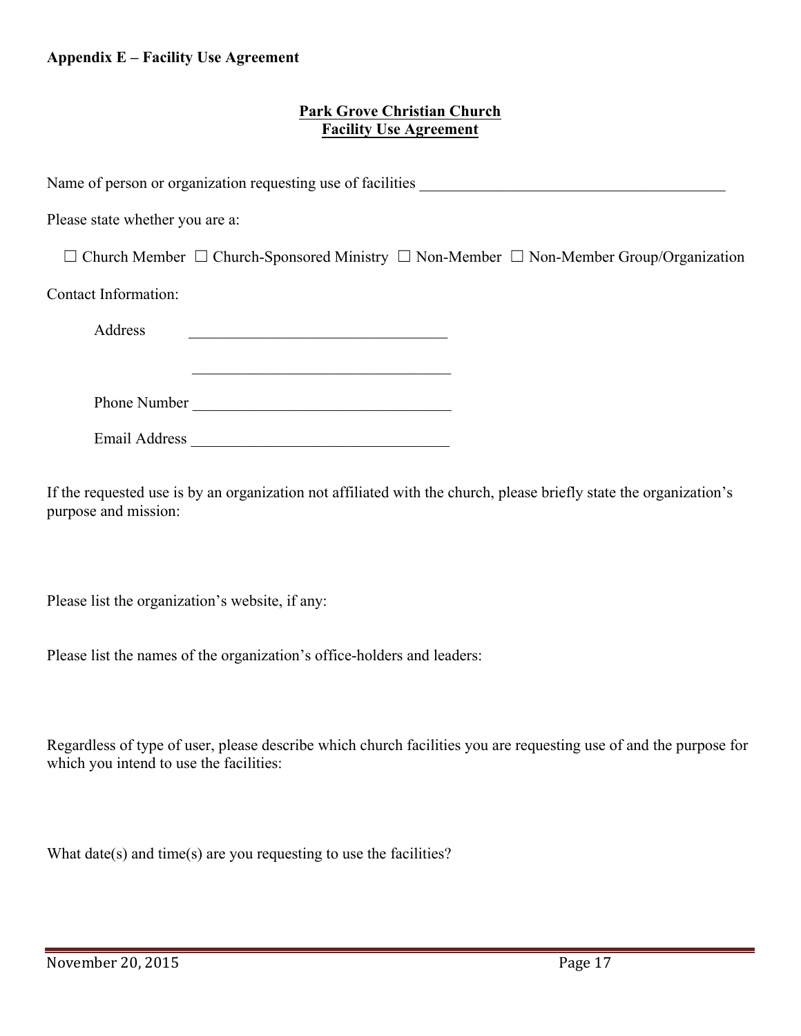**Appendix E – Facility Use Agreement**

**Park Grove Christian Church**
**Facility Use Agreement**

Name of person or organization requesting use of facilities _______________________________________

Please state whether you are a:

☐ Church Member ☐ Church-Sponsored Ministry ☐ Non-Member ☐ Non-Member Group/Organization

Contact Information:

Address _________________________________

_________________________________

Phone Number _________________________________

Email Address _________________________________

If the requested use is by an organization not affiliated with the church, please briefly state the organization's purpose and mission:

Please list the organization's website, if any:

Please list the names of the organization's office-holders and leaders:

Regardless of type of user, please describe which church facilities you are requesting use of and the purpose for which you intend to use the facilities:

What date(s) and time(s) are you requesting to use the facilities?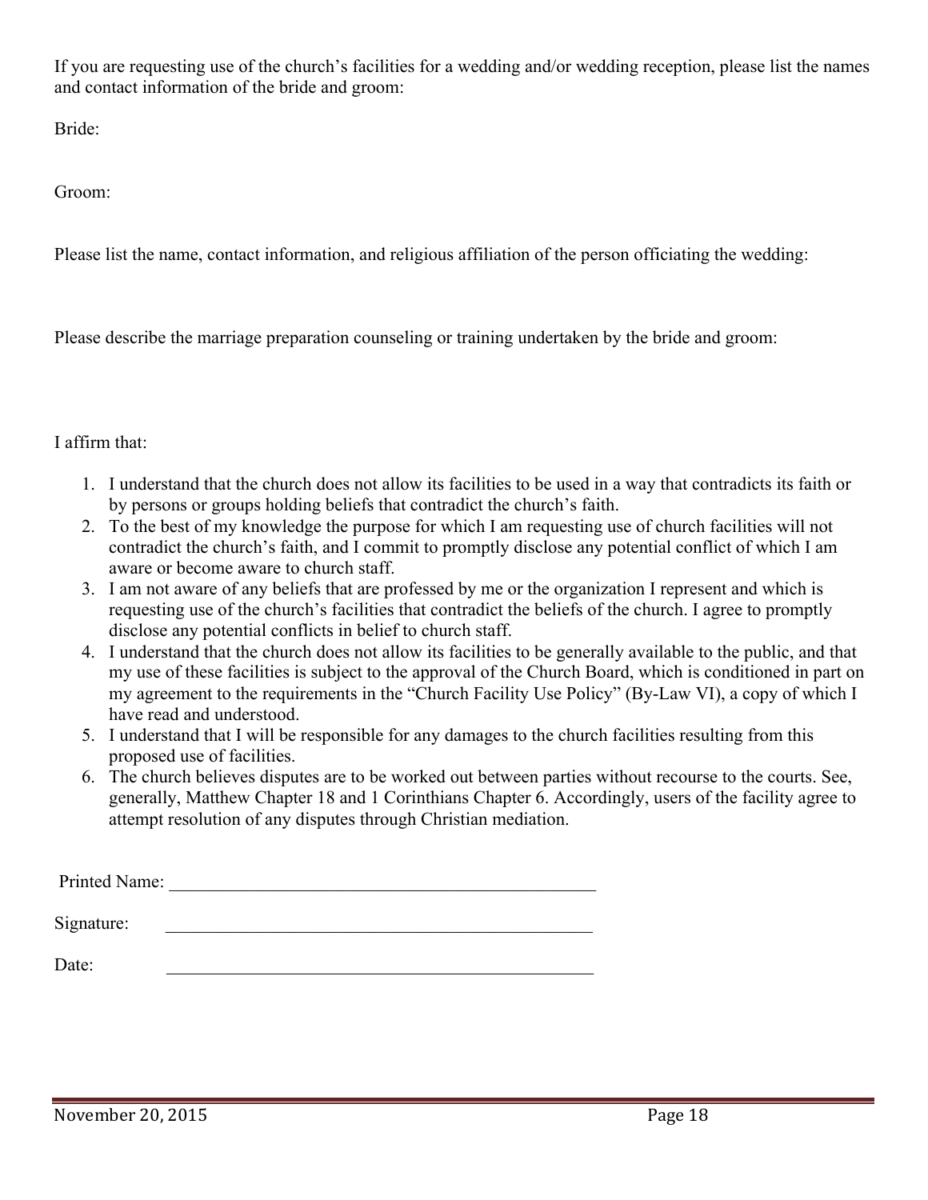If you are requesting use of the church's facilities for a wedding and/or wedding reception, please list the names and contact information of the bride and groom:

Bride:

Groom:

Please list the name, contact information, and religious affiliation of the person officiating the wedding:

Please describe the marriage preparation counseling or training undertaken by the bride and groom:

I affirm that:

1. I understand that the church does not allow its facilities to be used in a way that contradicts its faith or by persons or groups holding beliefs that contradict the church's faith.
2. To the best of my knowledge the purpose for which I am requesting use of church facilities will not contradict the church's faith, and I commit to promptly disclose any potential conflict of which I am aware or become aware to church staff.
3. I am not aware of any beliefs that are professed by me or the organization I represent and which is requesting use of the church's facilities that contradict the beliefs of the church. I agree to promptly disclose any potential conflicts in belief to church staff.
4. I understand that the church does not allow its facilities to be generally available to the public, and that my use of these facilities is subject to the approval of the Church Board, which is conditioned in part on my agreement to the requirements in the "Church Facility Use Policy" (By-Law VI), a copy of which I have read and understood.
5. I understand that I will be responsible for any damages to the church facilities resulting from this proposed use of facilities.
6. The church believes disputes are to be worked out between parties without recourse to the courts. See, generally, Matthew Chapter 18 and 1 Corinthians Chapter 6. Accordingly, users of the facility agree to attempt resolution of any disputes through Christian mediation.

Printed Name: ________________________________________________

Signature: ________________________________________________

Date: ________________________________________________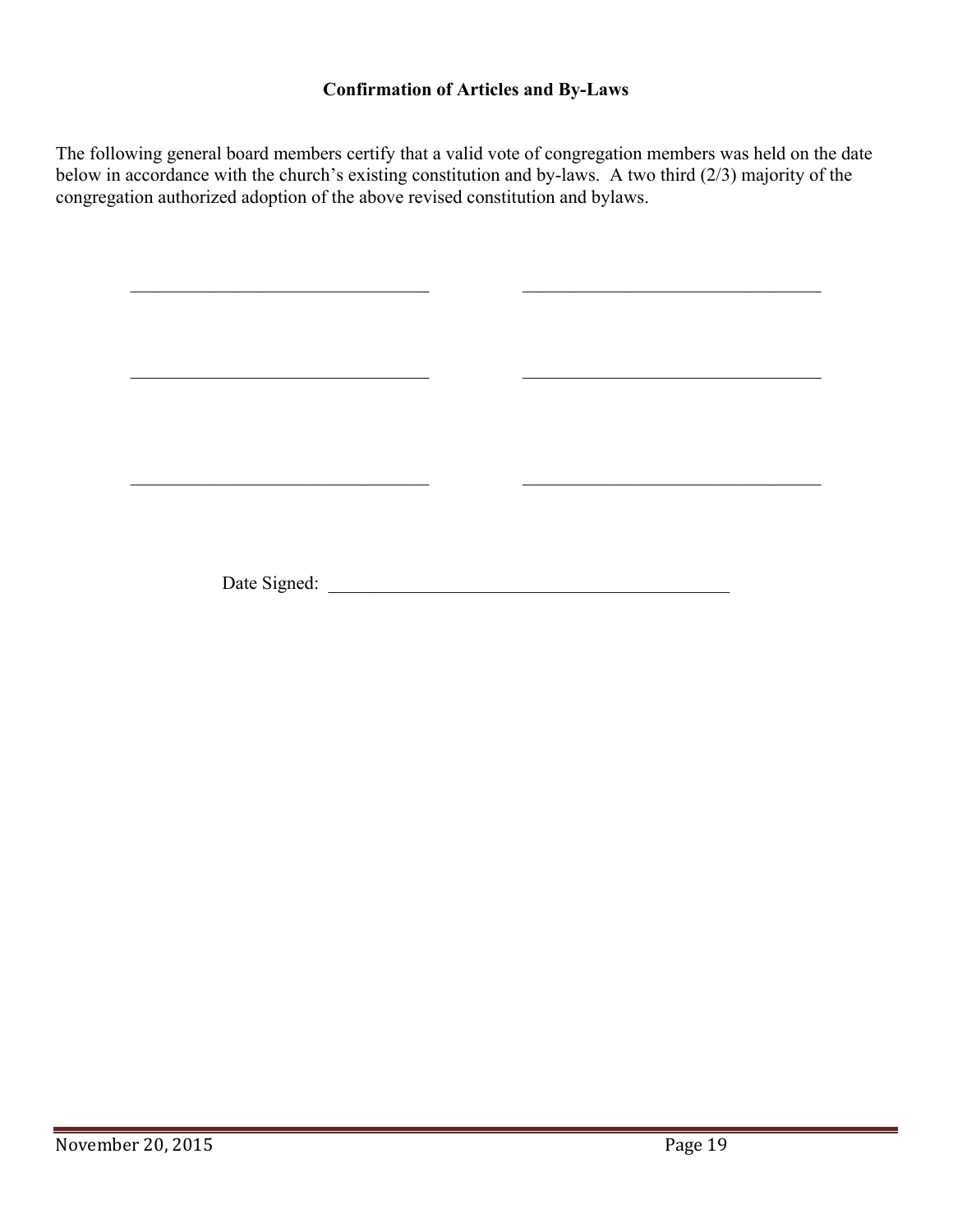**Confirmation of Articles and By-Laws**

The following general board members certify that a valid vote of congregation members was held on the date below in accordance with the church's existing constitution and by-laws. A two third (2/3) majority of the congregation authorized adoption of the above revised constitution and bylaws.

_________________________________ _________________________________

_________________________________ _________________________________

_________________________________ _________________________________

Date Signed: _____________________________________________